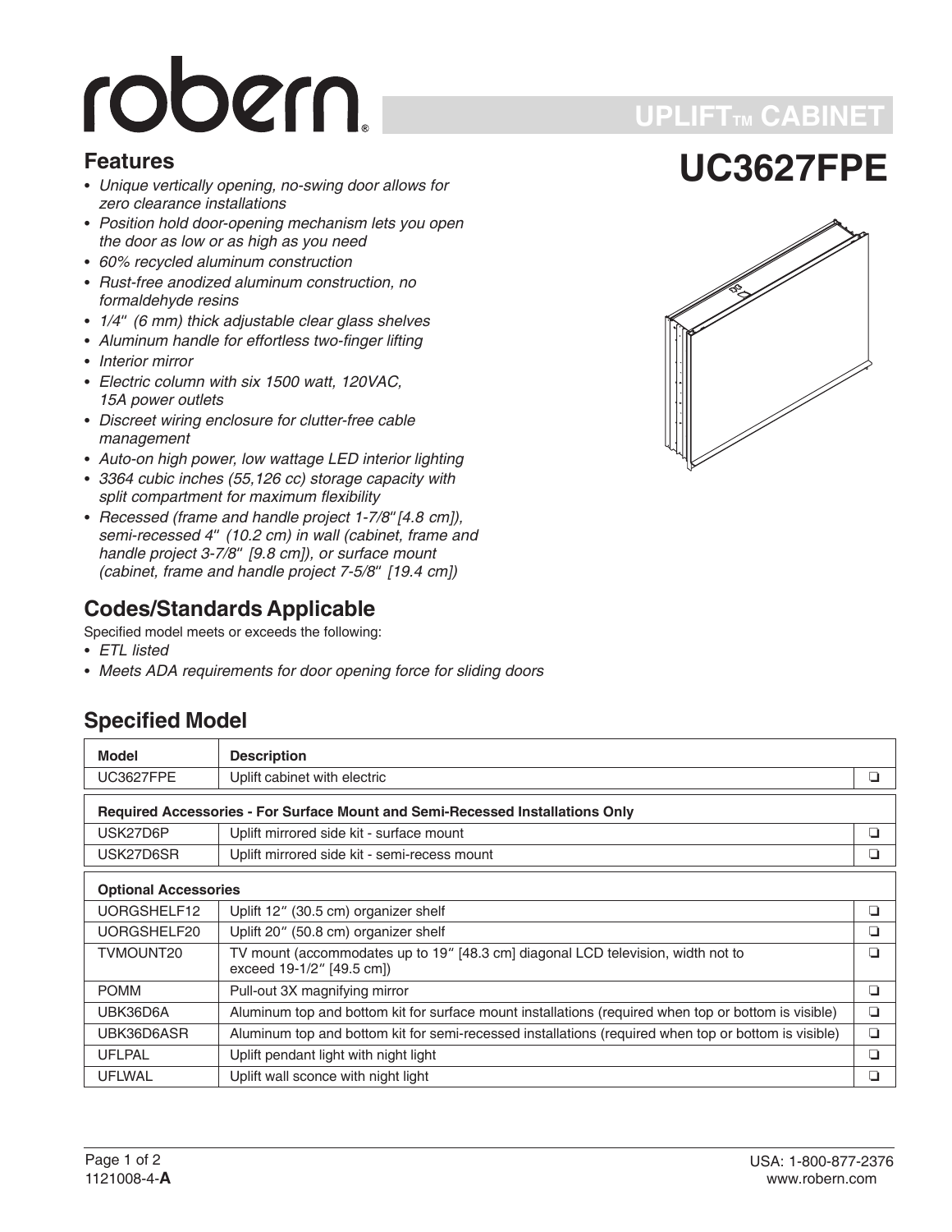# robern

## UPLIFT™ CABINET

# UC3627FPE

## Features

- *Unique vertically opening, no-swing door allows for zero clearance installations*
- *Position hold door-opening mechanism lets you open the door as low or as high as you need*
- *60% recycled aluminum construction*
- *Rust-free anodized aluminum construction, no formaldehyde resins*
- *1/4" (6 mm) thick adjustable clear glass shelves*
- *Aluminum handle for effortless two-finger lifting*
- *Interior mirror*
- *Electric column with six 1500 watt, 120VAC, 15A power outlets*
- *Discreet wiring enclosure for clutter-free cable management*
- *Auto-on high power, low wattage LED interior lighting*
- *3364 cubic inches (55,126 cc) storage capacity with split compartment for maximum flexibility*
- *Recessed (frame and handle project 1-7/8" [4.8 cm]), semi-recessed 4" (10.2 cm) in wall (cabinet, frame and handle project 3-7/8" [9.8 cm]), or surface mount (cabinet, frame and handle project 7-5/8" [19.4 cm])*

## Codes/Standards Applicable

Specified model meets or exceeds the following:

- *ETL listed*
- *Meets ADA requirements for door opening force for sliding doors*

## Specified Model

| Model | Description | |
|---|---|---|
| UC3627FPE | Uplift cabinet with electric | ❏ |
| **Required Accessories - For Surface Mount and Semi-Recessed Installations Only** | | |
| USK27D6P | Uplift mirrored side kit - surface mount | ❏ |
| USK27D6SR | Uplift mirrored side kit - semi-recess mount | ❏ |
| **Optional Accessories** | | |
| UORGSHELF12 | Uplift 12" (30.5 cm) organizer shelf | ❏ |
| UORGSHELF20 | Uplift 20" (50.8 cm) organizer shelf | ❏ |
| TVMOUNT20 | TV mount (accommodates up to 19" [48.3 cm] diagonal LCD television, width not to exceed 19-1/2" [49.5 cm]) | ❏ |
| POMM | Pull-out 3X magnifying mirror | ❏ |
| UBK36D6A | Aluminum top and bottom kit for surface mount installations (required when top or bottom is visible) | ❏ |
| UBK36D6ASR | Aluminum top and bottom kit for semi-recessed installations (required when top or bottom is visible) | ❏ |
| UFLPAL | Uplift pendant light with night light | ❏ |
| UFLWAL | Uplift wall sconce with night light | ❏ |

1121008-4-**A**

USA: 1-800-877-2376
www.robern.com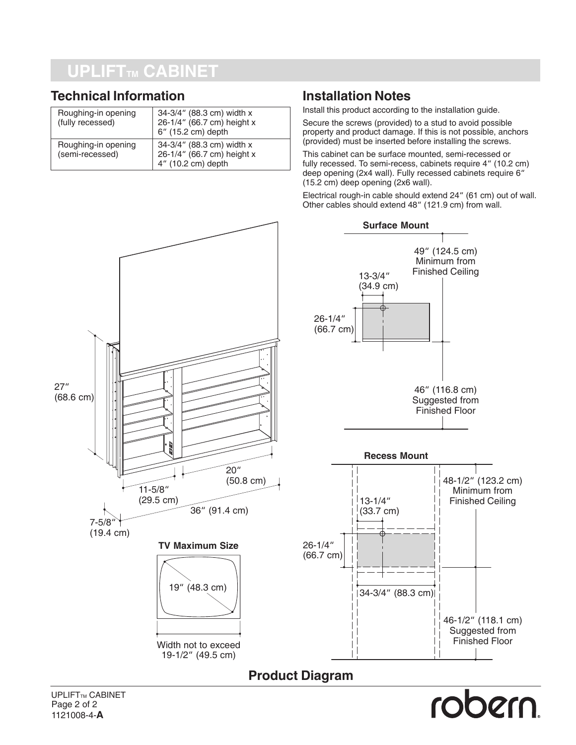# UPLIFT™ CABINET

## Technical Information

| | |
|---|---|
| Roughing-in opening (fully recessed) | 34-3/4″ (88.3 cm) width x 26-1/4″ (66.7 cm) height x 6″ (15.2 cm) depth |
| Roughing-in opening (semi-recessed) | 34-3/4″ (88.3 cm) width x 26-1/4″ (66.7 cm) height x 4″ (10.2 cm) depth |

## Installation Notes

Install this product according to the installation guide.

Secure the screws (provided) to a stud to avoid possible property and product damage. If this is not possible, anchors (provided) must be inserted before installing the screws.

This cabinet can be surface mounted, semi-recessed or fully recessed. To semi-recess, cabinets require 4″ (10.2 cm) deep opening (2x4 wall). Fully recessed cabinets require 6″ (15.2 cm) deep opening (2x6 wall).

Electrical rough-in cable should extend 24″ (61 cm) out of wall. Other cables should extend 48″ (121.9 cm) from wall.

27″ (68.6 cm)

20″ (50.8 cm)

11-5/8″ (29.5 cm)

36″ (91.4 cm)

7-5/8″ (19.4 cm)

**TV Maximum Size**

19″ (48.3 cm)

Width not to exceed 19-1/2″ (49.5 cm)

**Surface Mount**

13-3/4″ (34.9 cm)

26-1/4″ (66.7 cm)

49″ (124.5 cm) Minimum from Finished Ceiling

46″ (116.8 cm) Suggested from Finished Floor

**Recess Mount**

13-1/4″ (33.7 cm)

26-1/4″ (66.7 cm)

34-3/4″ (88.3 cm)

48-1/2″ (123.2 cm) Minimum from Finished Ceiling

46-1/2″ (118.1 cm) Suggested from Finished Floor

## Product Diagram

robern

1121008-4-**A**